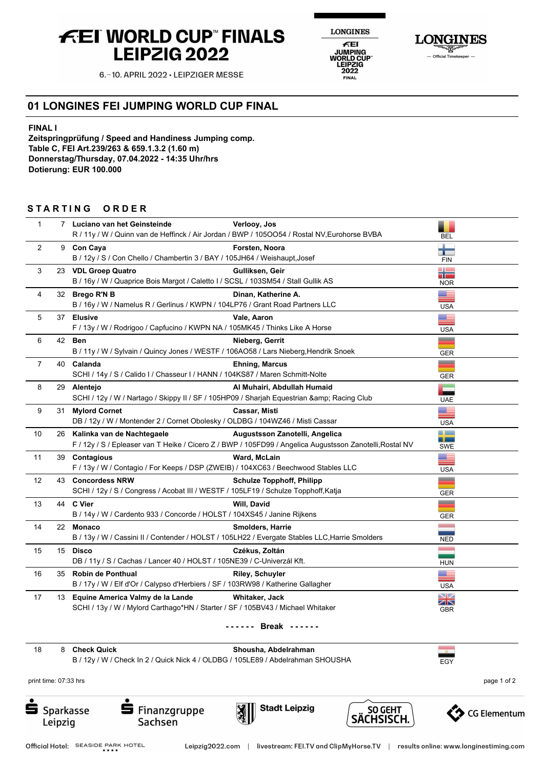# FEI WORLD CUP™ FINALS LEIPZIG 2022

6.–10. APRIL 2022 • LEIPZIGER MESSE

## 01 LONGINES FEI JUMPING WORLD CUP FINAL

**FINAL I**
**Zeitspringprüfung / Speed and Handiness Jumping comp.**
**Table C, FEI Art.239/263 & 659.1.3.2 (1.60 m)**
**Donnerstag/Thursday, 07.04.2022 - 14:35 Uhr/hrs**
**Dotierung: EUR 100.000**

### STARTING ORDER

| No. | Bib | Horse / Details | Rider | Nation |
|---|---|---|---|---|
| 1 | 7 | **Luciano van het Geinsteinde**<br>R / 11y / W / Quinn van de Heffinck / Air Jordan / BWP / 105OO54 / Rostal NV,Eurohorse BVBA | **Verlooy, Jos** | BEL |
| 2 | 9 | **Con Caya**<br>B / 12y / S / Con Chello / Chambertin 3 / BAY / 105JH64 / Weishaupt,Josef | **Forsten, Noora** | FIN |
| 3 | 23 | **VDL Groep Quatro**<br>B / 16y / W / Quaprice Bois Margot / Caletto I / SCSL / 103SM54 / Stall Gullik AS | **Gulliksen, Geir** | NOR |
| 4 | 32 | **Brego R'N B**<br>B / 16y / W / Namelus R / Gerlinus / KWPN / 104LP76 / Grant Road Partners LLC | **Dinan, Katherine A.** | USA |
| 5 | 37 | **Elusive**<br>F / 13y / W / Rodrigoo / Capfucino / KWPN NA / 105MK45 / Thinks Like A Horse | **Vale, Aaron** | USA |
| 6 | 42 | **Ben**<br>B / 11y / W / Sylvain / Quincy Jones / WESTF / 106AO58 / Lars Nieberg,Hendrik Snoek | **Nieberg, Gerrit** | GER |
| 7 | 40 | **Calanda**<br>SCHI / 14y / S / Calido I / Chasseur I / HANN / 104KS87 / Maren Schmitt-Nolte | **Ehning, Marcus** | GER |
| 8 | 29 | **Alentejo**<br>SCHI / 12y / W / Nartago / Skippy II / SF / 105HP09 / Sharjah Equestrian &amp; Racing Club | **Al Muhairi, Abdullah Humaid** | UAE |
| 9 | 31 | **Mylord Cornet**<br>DB / 12y / W / Montender 2 / Cornet Obolesky / OLDBG / 104WZ46 / Misti Cassar | **Cassar, Misti** | USA |
| 10 | 26 | **Kalinka van de Nachtegaele**<br>F / 12y / S / Epleaser van T Heike / Cicero Z / BWP / 105FD99 / Angelica Augustsson Zanotelli,Rostal NV | **Augustsson Zanotelli, Angelica** | SWE |
| 11 | 39 | **Contagious**<br>F / 13y / W / Contagio / For Keeps / DSP (ZWEIB) / 104XC63 / Beechwood Stables LLC | **Ward, McLain** | USA |
| 12 | 43 | **Concordess NRW**<br>SCHI / 12y / S / Congress / Acobat III / WESTF / 105LF19 / Schulze Topphoff,Katja | **Schulze Topphoff, Philipp** | GER |
| 13 | 44 | **C Vier**<br>B / 14y / W / Cardento 933 / Concorde / HOLST / 104XS45 / Janine Rijkens | **Will, David** | GER |
| 14 | 22 | **Monaco**<br>B / 13y / W / Cassini II / Contender / HOLST / 105LH22 / Evergate Stables LLC,Harrie Smolders | **Smolders, Harrie** | NED |
| 15 | 15 | **Disco**<br>DB / 11y / S / Cachas / Lancer 40 / HOLST / 105NE39 / C-Univerzál Kft. | **Czékus, Zoltán** | HUN |
| 16 | 35 | **Robin de Ponthual**<br>B / 17y / W / Elf d'Or / Calypso d'Herbiers / SF / 103RW98 / Katherine Gallagher | **Riley, Schuyler** | USA |
| 17 | 13 | **Equine America Valmy de la Lande**<br>SCHI / 13y / W / Mylord Carthago*HN / Starter / SF / 105BV43 / Michael Whitaker | **Whitaker, Jack** | GBR |
| | | **------ Break ------** | | |
| 18 | 8 | **Check Quick**<br>B / 12y / W / Check In 2 / Quick Nick 4 / OLDBG / 105LE89 / Abdelrahman SHOUSHA | **Shousha, Abdelrahman** | EGY |

print time: 07:33 hrs

Official Hotel: SEASIDE PARK HOTEL | Leipzig2022.com | livestream: FEI.TV and ClipMyHorse.TV | results online: www.longinestiming.com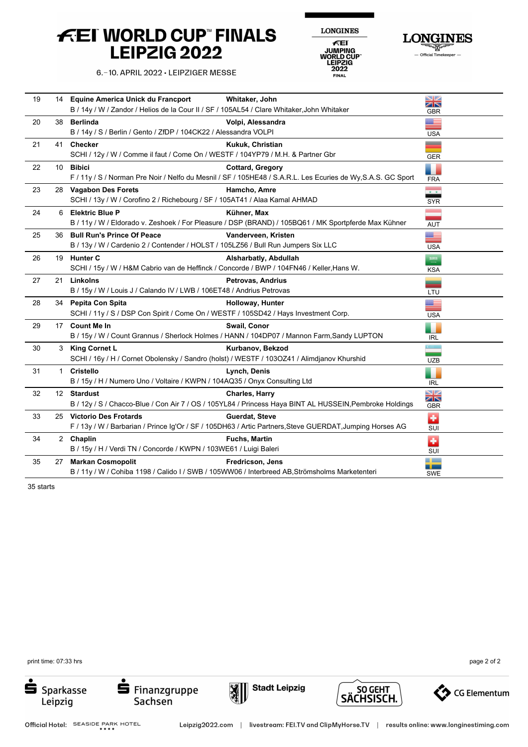# FEI WORLD CUP™ FINALS LEIPZIG 2022

6.–10. APRIL 2022 • LEIPZIGER MESSE

| | | | | |
|---|---|---|---|---|
| 19 | 14 | **Equine America Unick du Francport**<br>B / 14y / W / Zandor / Helios de la Cour II / SF / 105AL54 / Clare Whitaker,John Whitaker | **Whitaker, John** | GBR |
| 20 | 38 | **Berlinda**<br>B / 14y / S / Berlin / Gento / ZfDP / 104CK22 / Alessandra VOLPI | **Volpi, Alessandra** | USA |
| 21 | 41 | **Checker**<br>SCHI / 12y / W / Comme il faut / Come On / WESTF / 104YP79 / M.H. & Partner Gbr | **Kukuk, Christian** | GER |
| 22 | 10 | **Bibici**<br>F / 11y / S / Norman Pre Noir / Nelfo du Mesnil / SF / 105HE48 / S.A.R.L. Les Ecuries de Wy,S.A.S. GC Sport | **Cottard, Gregory** | FRA |
| 23 | 28 | **Vagabon Des Forets**<br>SCHI / 13y / W / Corofino 2 / Richebourg / SF / 105AT41 / Alaa Kamal AHMAD | **Hamcho, Amre** | SYR |
| 24 | 6 | **Elektric Blue P**<br>B / 11y / W / Eldorado v. Zeshoek / For Pleasure / DSP (BRAND) / 105BQ61 / MK Sportpferde Max Kühner | **Kühner, Max** | AUT |
| 25 | 36 | **Bull Run's Prince Of Peace**<br>B / 13y / W / Cardenio 2 / Contender / HOLST / 105LZ56 / Bull Run Jumpers Six LLC | **Vanderveen, Kristen** | USA |
| 26 | 19 | **Hunter C**<br>SCHI / 15y / W / H&M Cabrio van de Heffinck / Concorde / BWP / 104FN46 / Keller,Hans W. | **Alsharbatly, Abdullah** | KSA |
| 27 | 21 | **Linkolns**<br>B / 15y / W / Louis J / Calando IV / LWB / 106ET48 / Andrius Petrovas | **Petrovas, Andrius** | LTU |
| 28 | 34 | **Pepita Con Spita**<br>SCHI / 11y / S / DSP Con Spirit / Come On / WESTF / 105SD42 / Hays Investment Corp. | **Holloway, Hunter** | USA |
| 29 | 17 | **Count Me In**<br>B / 15y / W / Count Grannus / Sherlock Holmes / HANN / 104DP07 / Mannon Farm,Sandy LUPTON | **Swail, Conor** | IRL |
| 30 | 3 | **King Cornet L**<br>SCHI / 16y / H / Cornet Obolensky / Sandro (holst) / WESTF / 103OZ41 / Alimdjanov Khurshid | **Kurbanov, Bekzod** | UZB |
| 31 | 1 | **Cristello**<br>B / 15y / H / Numero Uno / Voltaire / KWPN / 104AQ35 / Onyx Consulting Ltd | **Lynch, Denis** | IRL |
| 32 | 12 | **Stardust**<br>B / 12y / S / Chacco-Blue / Con Air 7 / OS / 105YL84 / Princess Haya BINT AL HUSSEIN,Pembroke Holdings | **Charles, Harry** | GBR |
| 33 | 25 | **Victorio Des Frotards**<br>F / 13y / W / Barbarian / Prince Ig'Or / SF / 105DH63 / Artic Partners,Steve GUERDAT,Jumping Horses AG | **Guerdat, Steve** | SUI |
| 34 | 2 | **Chaplin**<br>B / 15y / H / Verdi TN / Concorde / KWPN / 103WE61 / Luigi Baleri | **Fuchs, Martin** | SUI |
| 35 | 27 | **Markan Cosmopolit**<br>B / 11y / W / Cohiba 1198 / Calido I / SWB / 105WW06 / Interbreed AB,Strömsholms Marketenteri | **Fredricson, Jens** | SWE |

35 starts

print time: 07:33 hrs